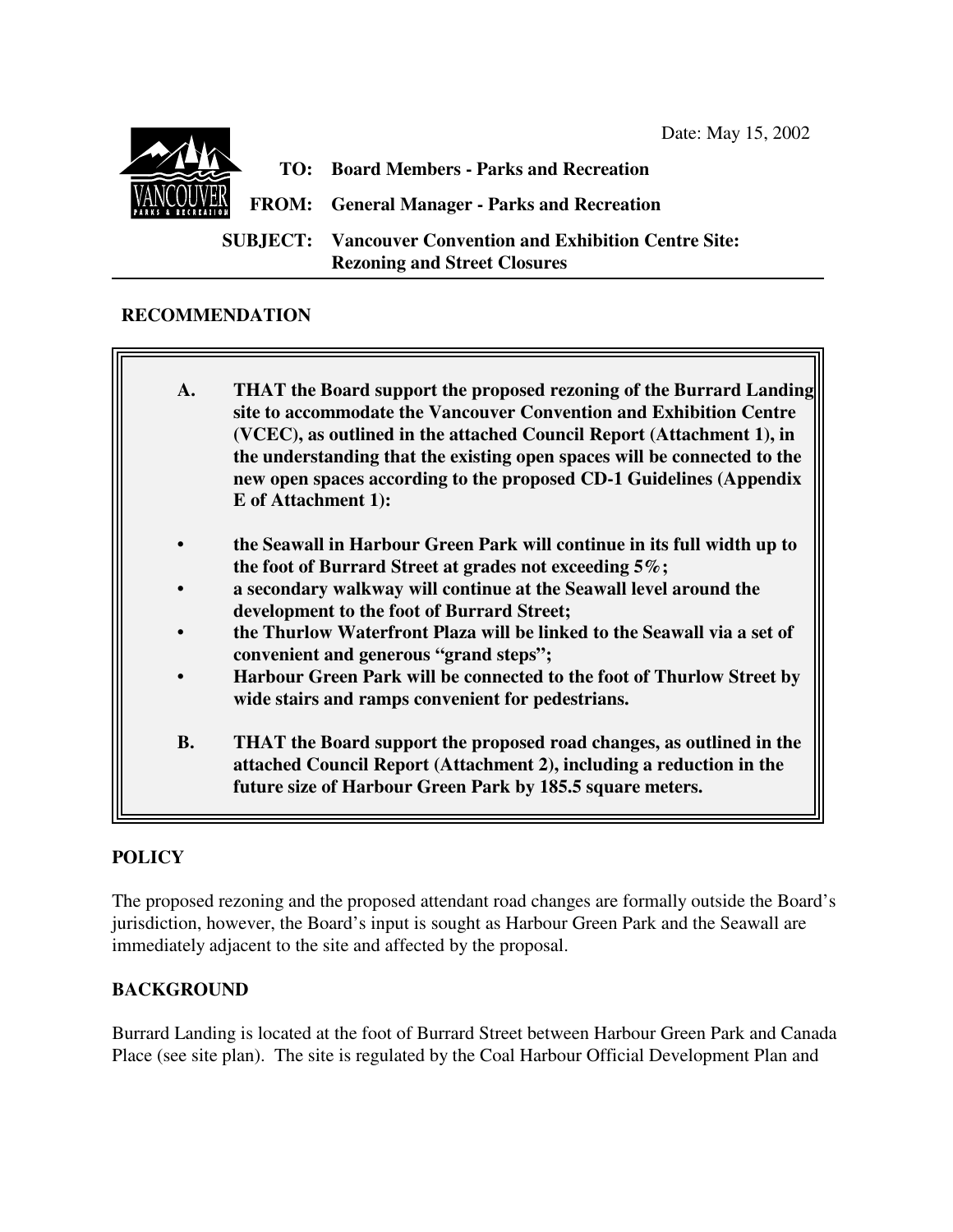Date: May 15, 2002

**TO: Board Members - Parks and Recreation**

**FROM: General Manager - Parks and Recreation**

**SUBJECT: Vancouver Convention and Exhibition Centre Site: Rezoning and Street Closures**

## RECOMMENDATION

**A. THAT the Board support the proposed rezoning of the Burrard Landing site to accommodate the Vancouver Convention and Exhibition Centre (VCEC), as outlined in the attached Council Report (Attachment 1), in the understanding that the existing open spaces will be connected to the new open spaces according to the proposed CD-1 Guidelines (Appendix E of Attachment 1):**

- **the Seawall in Harbour Green Park will continue in its full width up to the foot of Burrard Street at grades not exceeding 5%;**
- **a secondary walkway will continue at the Seawall level around the development to the foot of Burrard Street;**
- **the Thurlow Waterfront Plaza will be linked to the Seawall via a set of convenient and generous "grand steps";**
- **Harbour Green Park will be connected to the foot of Thurlow Street by wide stairs and ramps convenient for pedestrians.**

**B. THAT the Board support the proposed road changes, as outlined in the attached Council Report (Attachment 2), including a reduction in the future size of Harbour Green Park by 185.5 square meters.**

## POLICY

The proposed rezoning and the proposed attendant road changes are formally outside the Board's jurisdiction, however, the Board's input is sought as Harbour Green Park and the Seawall are immediately adjacent to the site and affected by the proposal.

## BACKGROUND

Burrard Landing is located at the foot of Burrard Street between Harbour Green Park and Canada Place (see site plan). The site is regulated by the Coal Harbour Official Development Plan and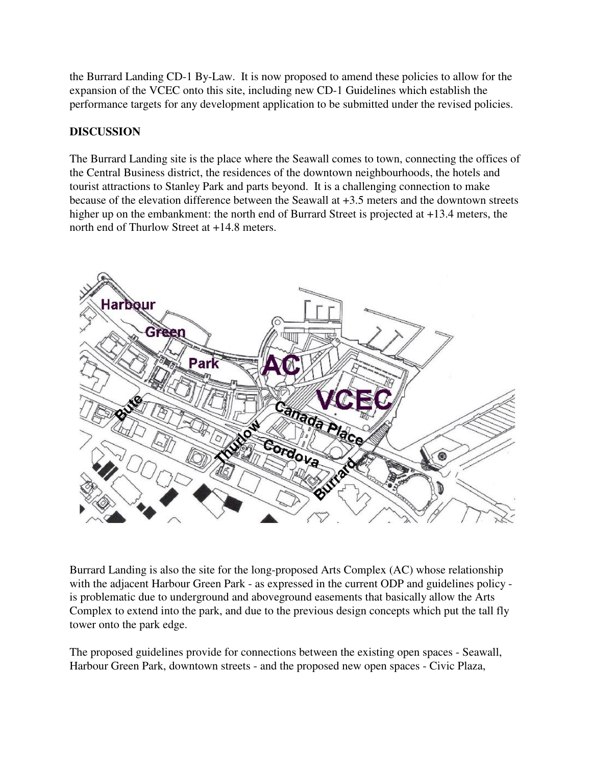the Burrard Landing CD-1 By-Law. It is now proposed to amend these policies to allow for the expansion of the VCEC onto this site, including new CD-1 Guidelines which establish the performance targets for any development application to be submitted under the revised policies.

**DISCUSSION**

The Burrard Landing site is the place where the Seawall comes to town, connecting the offices of the Central Business district, the residences of the downtown neighbourhoods, the hotels and tourist attractions to Stanley Park and parts beyond. It is a challenging connection to make because of the elevation difference between the Seawall at +3.5 meters and the downtown streets higher up on the embankment: the north end of Burrard Street is projected at +13.4 meters, the north end of Thurlow Street at +14.8 meters.

Burrard Landing is also the site for the long-proposed Arts Complex (AC) whose relationship with the adjacent Harbour Green Park - as expressed in the current ODP and guidelines policy - is problematic due to underground and aboveground easements that basically allow the Arts Complex to extend into the park, and due to the previous design concepts which put the tall fly tower onto the park edge.

The proposed guidelines provide for connections between the existing open spaces - Seawall, Harbour Green Park, downtown streets - and the proposed new open spaces - Civic Plaza,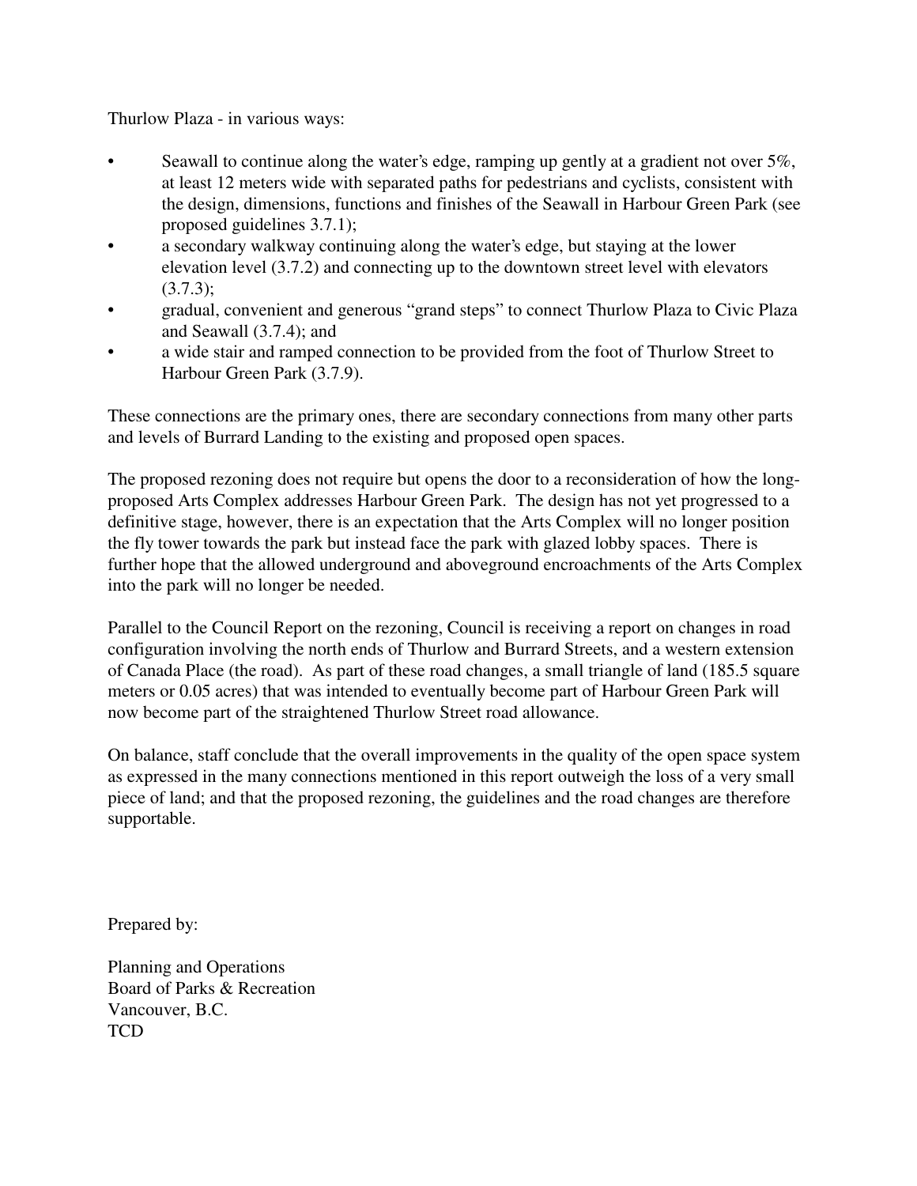Thurlow Plaza - in various ways:

- Seawall to continue along the water's edge, ramping up gently at a gradient not over 5%, at least 12 meters wide with separated paths for pedestrians and cyclists, consistent with the design, dimensions, functions and finishes of the Seawall in Harbour Green Park (see proposed guidelines 3.7.1);
- a secondary walkway continuing along the water's edge, but staying at the lower elevation level (3.7.2) and connecting up to the downtown street level with elevators (3.7.3);
- gradual, convenient and generous "grand steps" to connect Thurlow Plaza to Civic Plaza and Seawall (3.7.4); and
- a wide stair and ramped connection to be provided from the foot of Thurlow Street to Harbour Green Park (3.7.9).

These connections are the primary ones, there are secondary connections from many other parts and levels of Burrard Landing to the existing and proposed open spaces.

The proposed rezoning does not require but opens the door to a reconsideration of how the long-proposed Arts Complex addresses Harbour Green Park. The design has not yet progressed to a definitive stage, however, there is an expectation that the Arts Complex will no longer position the fly tower towards the park but instead face the park with glazed lobby spaces. There is further hope that the allowed underground and aboveground encroachments of the Arts Complex into the park will no longer be needed.

Parallel to the Council Report on the rezoning, Council is receiving a report on changes in road configuration involving the north ends of Thurlow and Burrard Streets, and a western extension of Canada Place (the road). As part of these road changes, a small triangle of land (185.5 square meters or 0.05 acres) that was intended to eventually become part of Harbour Green Park will now become part of the straightened Thurlow Street road allowance.

On balance, staff conclude that the overall improvements in the quality of the open space system as expressed in the many connections mentioned in this report outweigh the loss of a very small piece of land; and that the proposed rezoning, the guidelines and the road changes are therefore supportable.

Prepared by:

Planning and Operations
Board of Parks & Recreation
Vancouver, B.C.
TCD